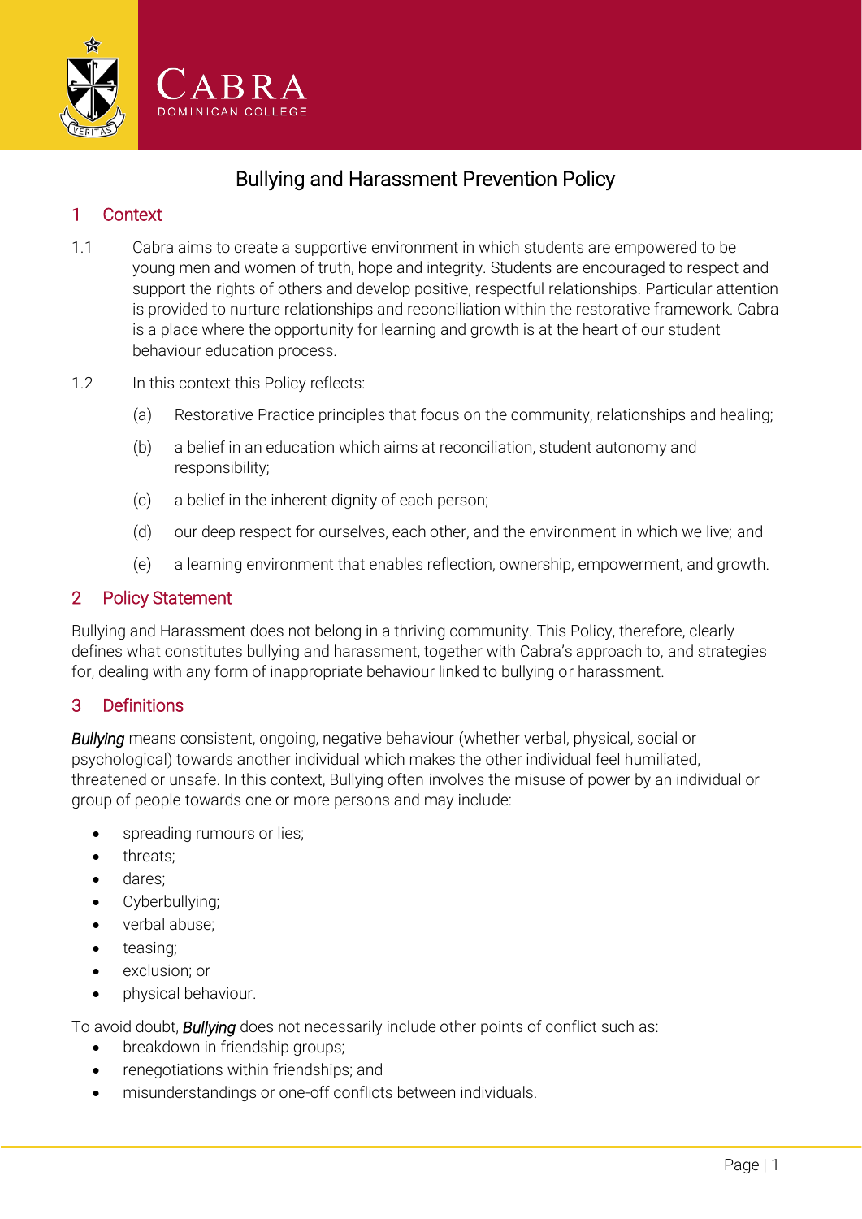# Bullying and Harassment Prevention Policy

## 1 Context

1.1 Cabra aims to create a supportive environment in which students are empowered to be young men and women of truth, hope and integrity. Students are encouraged to respect and support the rights of others and develop positive, respectful relationships. Particular attention is provided to nurture relationships and reconciliation within the restorative framework. Cabra is a place where the opportunity for learning and growth is at the heart of our student behaviour education process.

1.2 In this context this Policy reflects:

(a) Restorative Practice principles that focus on the community, relationships and healing;

(b) a belief in an education which aims at reconciliation, student autonomy and responsibility;

(c) a belief in the inherent dignity of each person;

(d) our deep respect for ourselves, each other, and the environment in which we live; and

(e) a learning environment that enables reflection, ownership, empowerment, and growth.

## 2 Policy Statement

Bullying and Harassment does not belong in a thriving community. This Policy, therefore, clearly defines what constitutes bullying and harassment, together with Cabra's approach to, and strategies for, dealing with any form of inappropriate behaviour linked to bullying or harassment.

## 3 Definitions

***Bullying*** means consistent, ongoing, negative behaviour (whether verbal, physical, social or psychological) towards another individual which makes the other individual feel humiliated, threatened or unsafe. In this context, Bullying often involves the misuse of power by an individual or group of people towards one or more persons and may include:

- spreading rumours or lies;
- threats;
- dares;
- Cyberbullying;
- verbal abuse;
- teasing;
- exclusion; or
- physical behaviour.

To avoid doubt, ***Bullying*** does not necessarily include other points of conflict such as:

- breakdown in friendship groups;
- renegotiations within friendships; and
- misunderstandings or one-off conflicts between individuals.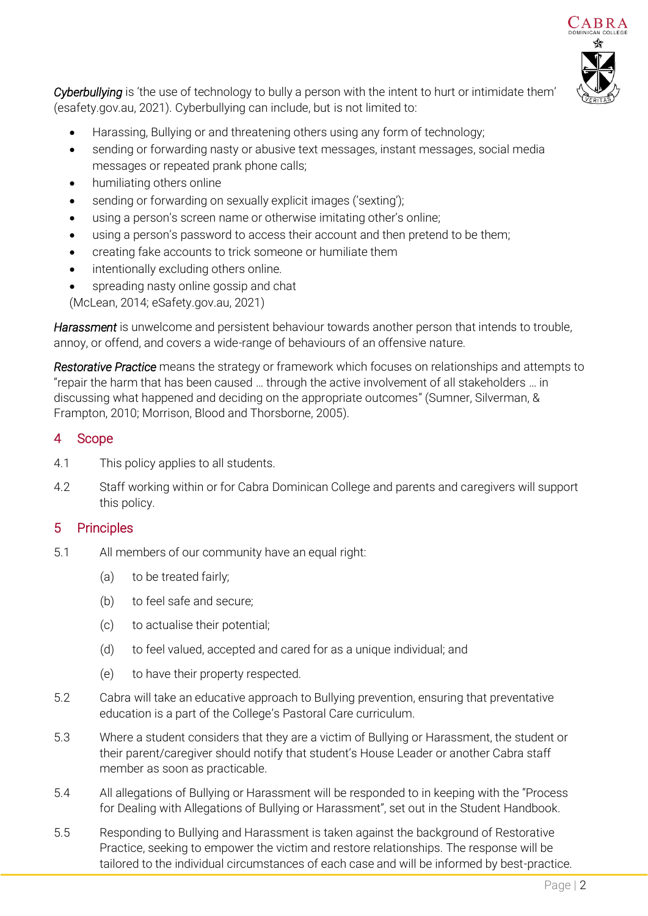*Cyberbullying* is 'the use of technology to bully a person with the intent to hurt or intimidate them' (esafety.gov.au, 2021). Cyberbullying can include, but is not limited to:

- Harassing, Bullying or and threatening others using any form of technology;
- sending or forwarding nasty or abusive text messages, instant messages, social media messages or repeated prank phone calls;
- humiliating others online
- sending or forwarding on sexually explicit images ('sexting');
- using a person's screen name or otherwise imitating other's online;
- using a person's password to access their account and then pretend to be them;
- creating fake accounts to trick someone or humiliate them
- intentionally excluding others online.
- spreading nasty online gossip and chat

(McLean, 2014; eSafety.gov.au, 2021)

*Harassment* is unwelcome and persistent behaviour towards another person that intends to trouble, annoy, or offend, and covers a wide-range of behaviours of an offensive nature.

*Restorative Practice* means the strategy or framework which focuses on relationships and attempts to "repair the harm that has been caused … through the active involvement of all stakeholders … in discussing what happened and deciding on the appropriate outcomes" (Sumner, Silverman, & Frampton, 2010; Morrison, Blood and Thorsborne, 2005).

## 4 Scope

4.1 This policy applies to all students.

4.2 Staff working within or for Cabra Dominican College and parents and caregivers will support this policy.

## 5 Principles

5.1 All members of our community have an equal right:

(a) to be treated fairly;

(b) to feel safe and secure;

(c) to actualise their potential;

(d) to feel valued, accepted and cared for as a unique individual; and

(e) to have their property respected.

5.2 Cabra will take an educative approach to Bullying prevention, ensuring that preventative education is a part of the College's Pastoral Care curriculum.

5.3 Where a student considers that they are a victim of Bullying or Harassment, the student or their parent/caregiver should notify that student's House Leader or another Cabra staff member as soon as practicable.

5.4 All allegations of Bullying or Harassment will be responded to in keeping with the "Process for Dealing with Allegations of Bullying or Harassment", set out in the Student Handbook.

5.5 Responding to Bullying and Harassment is taken against the background of Restorative Practice, seeking to empower the victim and restore relationships. The response will be tailored to the individual circumstances of each case and will be informed by best-practice.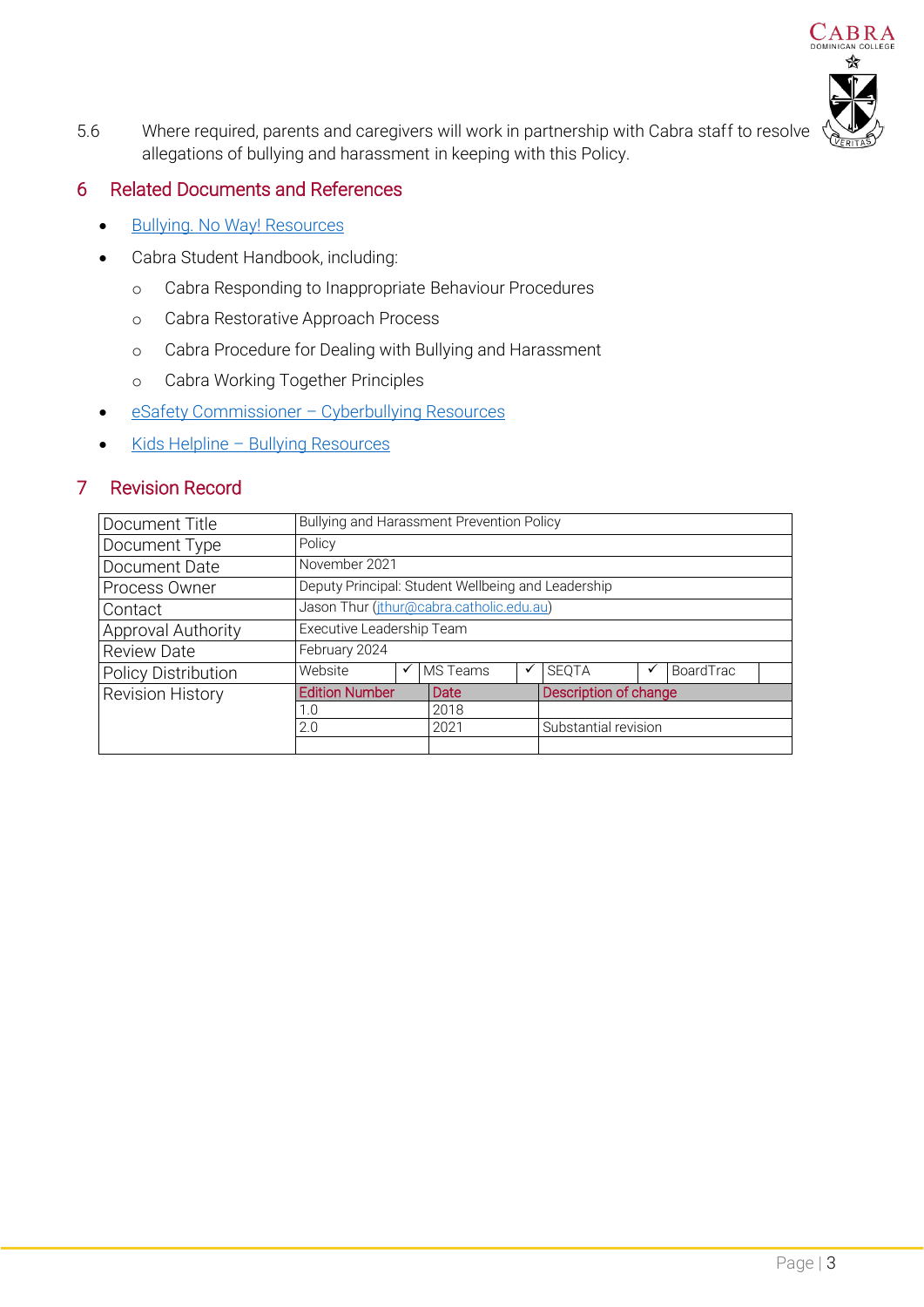5.6 Where required, parents and caregivers will work in partnership with Cabra staff to resolve allegations of bullying and harassment in keeping with this Policy.

## 6 Related Documents and References

- Bullying. No Way! Resources
- Cabra Student Handbook, including:
  - Cabra Responding to Inappropriate Behaviour Procedures
  - Cabra Restorative Approach Process
  - Cabra Procedure for Dealing with Bullying and Harassment
  - Cabra Working Together Principles
- eSafety Commissioner – Cyberbullying Resources
- Kids Helpline – Bullying Resources

## 7 Revision Record

| | | | | | | | |
|---|---|---|---|---|---|---|---|
| Document Title | Bullying and Harassment Prevention Policy | | | | | | |
| Document Type | Policy | | | | | | |
| Document Date | November 2021 | | | | | | |
| Process Owner | Deputy Principal: Student Wellbeing and Leadership | | | | | | |
| Contact | Jason Thur (jthur@cabra.catholic.edu.au) | | | | | | |
| Approval Authority | Executive Leadership Team | | | | | | |
| Review Date | February 2024 | | | | | | |
| Policy Distribution | Website | ✓ | MS Teams | ✓ | SEQTA | ✓ | BoardTrac |
| Revision History | Edition Number | Date | Description of change | | | | |
| | 1.0 | 2018 | | | | | |
| | 2.0 | 2021 | Substantial revision | | | | |
| | | | | | | | |